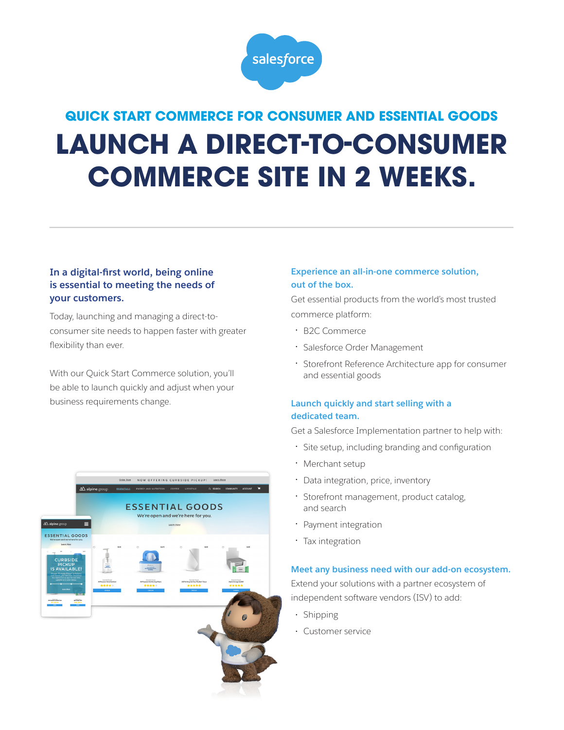QUICK START COMMERCE FOR CONSUMER AND ESSENTIAL GOODS

# LAUNCH A DIRECT-TO-CONSUMER COMMERCE SITE IN 2 WEEKS.

### In a digital-first world, being online is essential to meeting the needs of your customers.

Today, launching and managing a direct-to-consumer site needs to happen faster with greater flexibility than ever.

With our Quick Start Commerce solution, you'll be able to launch quickly and adjust when your business requirements change.

### Experience an all-in-one commerce solution, out of the box.

Get essential products from the world's most trusted commerce platform:

- B2C Commerce
- Salesforce Order Management
- Storefront Reference Architecture app for consumer and essential goods

### Launch quickly and start selling with a dedicated team.

Get a Salesforce Implementation partner to help with:

- Site setup, including branding and configuration
- Merchant setup
- Data integration, price, inventory
- Storefront management, product catalog, and search
- Payment integration
- Tax integration

### Meet any business need with our add-on ecosystem.

Extend your solutions with a partner ecosystem of independent software vendors (ISV) to add:

- Shipping
- Customer service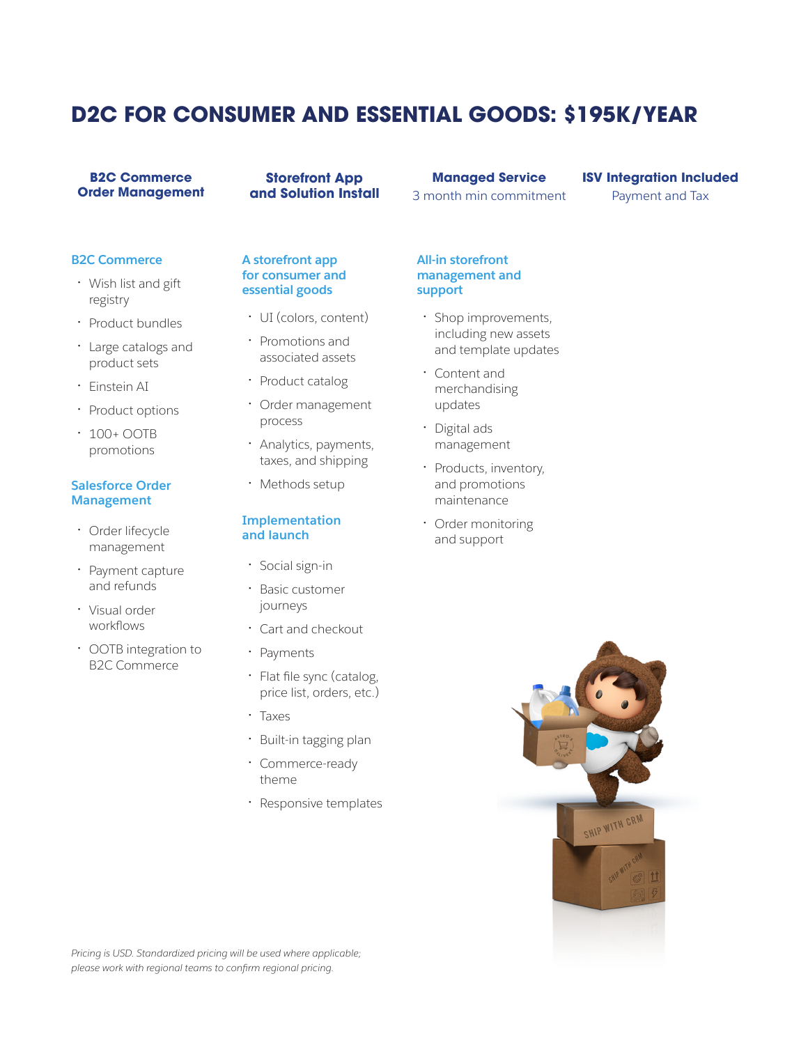# D2C FOR CONSUMER AND ESSENTIAL GOODS: $195K/YEAR

**B2C Commerce Order Management**

**Storefront App and Solution Install**

**Managed Service**
3 month min commitment

**ISV Integration Included**
Payment and Tax

### B2C Commerce

- Wish list and gift registry
- Product bundles
- Large catalogs and product sets
- Einstein AI
- Product options
- 100+ OOTB promotions

### Salesforce Order Management

- Order lifecycle management
- Payment capture and refunds
- Visual order workflows
- OOTB integration to B2C Commerce

### A storefront app for consumer and essential goods

- UI (colors, content)
- Promotions and associated assets
- Product catalog
- Order management process
- Analytics, payments, taxes, and shipping
- Methods setup

### Implementation and launch

- Social sign-in
- Basic customer journeys
- Cart and checkout
- Payments
- Flat file sync (catalog, price list, orders, etc.)
- Taxes
- Built-in tagging plan
- Commerce-ready theme
- Responsive templates

### All-in storefront management and support

- Shop improvements, including new assets and template updates
- Content and merchandising updates
- Digital ads management
- Products, inventory, and promotions maintenance
- Order monitoring and support

*Pricing is USD. Standardized pricing will be used where applicable; please work with regional teams to confirm regional pricing.*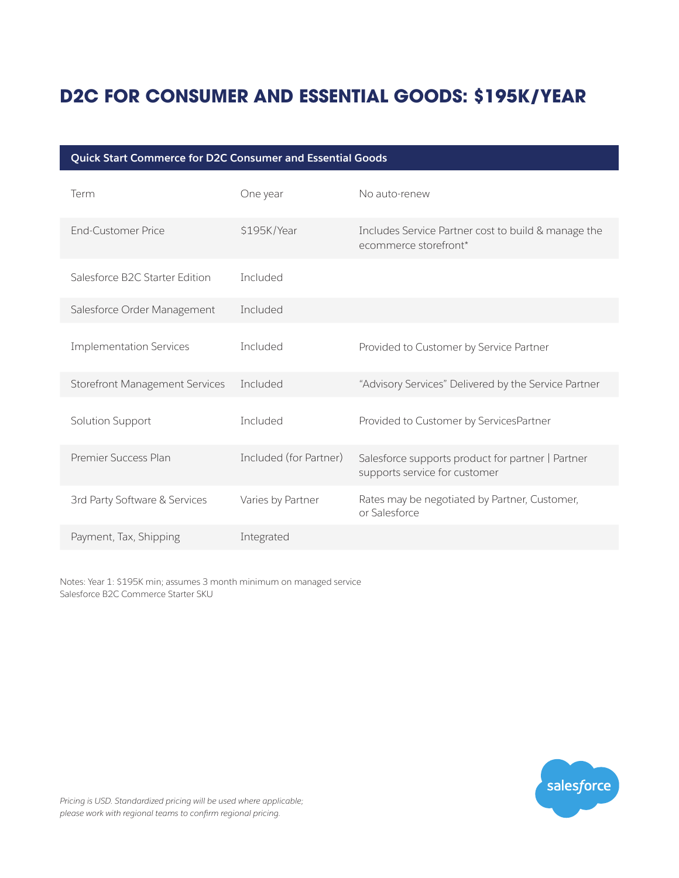# D2C FOR CONSUMER AND ESSENTIAL GOODS: $195K/YEAR

| Quick Start Commerce for D2C Consumer and Essential Goods | | |
|---|---|---|
| Term | One year | No auto-renew |
| End-Customer Price | $195K/Year | Includes Service Partner cost to build & manage the ecommerce storefront* |
| Salesforce B2C Starter Edition | Included | |
| Salesforce Order Management | Included | |
| Implementation Services | Included | Provided to Customer by Service Partner |
| Storefront Management Services | Included | "Advisory Services" Delivered by the Service Partner |
| Solution Support | Included | Provided to Customer by ServicesPartner |
| Premier Success Plan | Included (for Partner) | Salesforce supports product for partner \| Partner supports service for customer |
| 3rd Party Software & Services | Varies by Partner | Rates may be negotiated by Partner, Customer, or Salesforce |
| Payment, Tax, Shipping | Integrated | |

Notes: Year 1: $195K min; assumes 3 month minimum on managed service
Salesforce B2C Commerce Starter SKU

*Pricing is USD. Standardized pricing will be used where applicable; please work with regional teams to confirm regional pricing.*